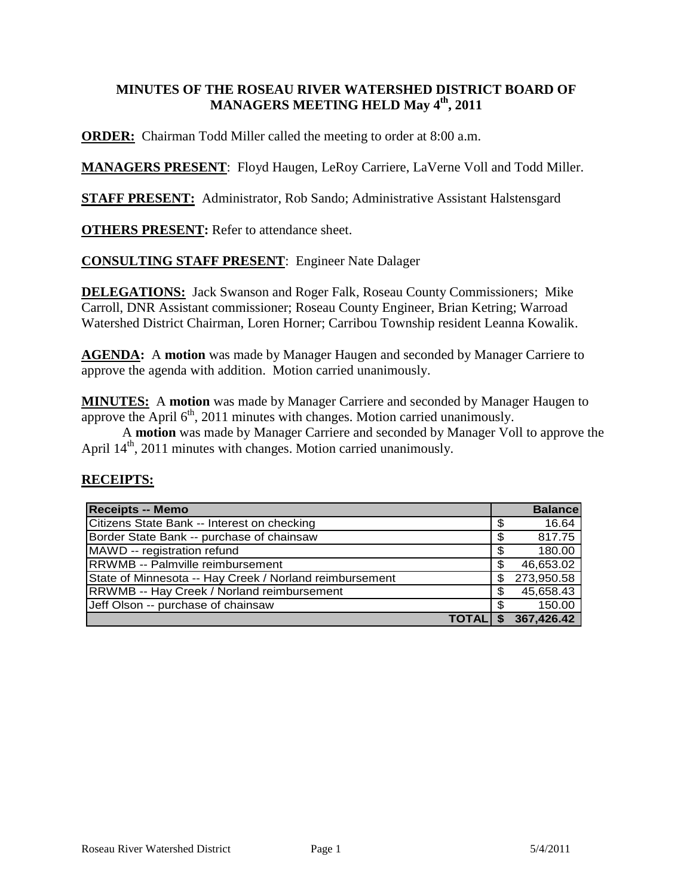# MINUTES OF THE ROSEAU RIVER WATERSHED DISTRICT BOARD OF MANAGERS MEETING HELD May 4th, 2011

**ORDER:** Chairman Todd Miller called the meeting to order at 8:00 a.m.

**MANAGERS PRESENT**: Floyd Haugen, LeRoy Carriere, LaVerne Voll and Todd Miller.

**STAFF PRESENT:** Administrator, Rob Sando; Administrative Assistant Halstensgard

**OTHERS PRESENT:** Refer to attendance sheet.

**CONSULTING STAFF PRESENT**: Engineer Nate Dalager

**DELEGATIONS:** Jack Swanson and Roger Falk, Roseau County Commissioners; Mike Carroll, DNR Assistant commissioner; Roseau County Engineer, Brian Ketring; Warroad Watershed District Chairman, Loren Horner; Carribou Township resident Leanna Kowalik.

**AGENDA:** A **motion** was made by Manager Haugen and seconded by Manager Carriere to approve the agenda with addition. Motion carried unanimously.

**MINUTES:** A **motion** was made by Manager Carriere and seconded by Manager Haugen to approve the April 6th, 2011 minutes with changes. Motion carried unanimously.

A **motion** was made by Manager Carriere and seconded by Manager Voll to approve the April 14th, 2011 minutes with changes. Motion carried unanimously.

**RECEIPTS:**

| Receipts -- Memo | Balance |
|---|---|
| Citizens State Bank -- Interest on checking | $ 16.64 |
| Border State Bank -- purchase of chainsaw | $ 817.75 |
| MAWD -- registration refund | $ 180.00 |
| RRWMB -- Palmville reimbursement | $ 46,653.02 |
| State of Minnesota -- Hay Creek / Norland reimbursement | $ 273,950.58 |
| RRWMB -- Hay Creek / Norland reimbursement | $ 45,658.43 |
| Jeff Olson -- purchase of chainsaw | $ 150.00 |
| **TOTAL** | **$ 367,426.42** |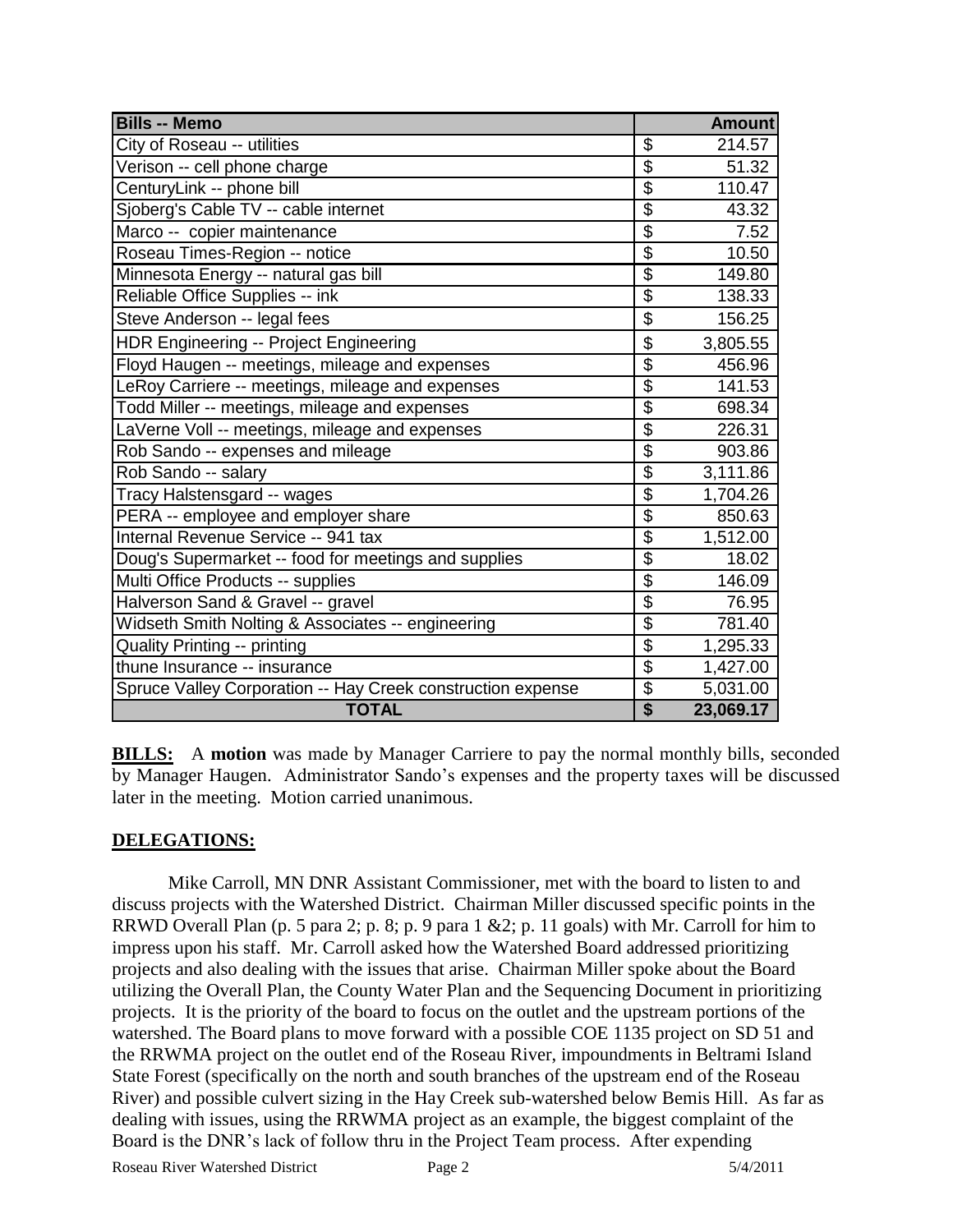| Bills -- Memo | | Amount |
|---|---|---|
| City of Roseau -- utilities | $ | 214.57 |
| Verison -- cell phone charge | $ | 51.32 |
| CenturyLink -- phone bill | $ | 110.47 |
| Sjoberg's Cable TV -- cable internet | $ | 43.32 |
| Marco -- copier maintenance | $ | 7.52 |
| Roseau Times-Region -- notice | $ | 10.50 |
| Minnesota Energy -- natural gas bill | $ | 149.80 |
| Reliable Office Supplies -- ink | $ | 138.33 |
| Steve Anderson -- legal fees | $ | 156.25 |
| HDR Engineering -- Project Engineering | $ | 3,805.55 |
| Floyd Haugen -- meetings, mileage and expenses | $ | 456.96 |
| LeRoy Carriere -- meetings, mileage and expenses | $ | 141.53 |
| Todd Miller -- meetings, mileage and expenses | $ | 698.34 |
| LaVerne Voll -- meetings, mileage and expenses | $ | 226.31 |
| Rob Sando -- expenses and mileage | $ | 903.86 |
| Rob Sando -- salary | $ | 3,111.86 |
| Tracy Halstensgard -- wages | $ | 1,704.26 |
| PERA -- employee and employer share | $ | 850.63 |
| Internal Revenue Service -- 941 tax | $ | 1,512.00 |
| Doug's Supermarket -- food for meetings and supplies | $ | 18.02 |
| Multi Office Products -- supplies | $ | 146.09 |
| Halverson Sand & Gravel -- gravel | $ | 76.95 |
| Widseth Smith Nolting & Associates -- engineering | $ | 781.40 |
| Quality Printing -- printing | $ | 1,295.33 |
| thune Insurance -- insurance | $ | 1,427.00 |
| Spruce Valley Corporation -- Hay Creek construction expense | $ | 5,031.00 |
| **TOTAL** | **$** | **23,069.17** |

**BILLS:** A **motion** was made by Manager Carriere to pay the normal monthly bills, seconded by Manager Haugen. Administrator Sando's expenses and the property taxes will be discussed later in the meeting. Motion carried unanimous.

## DELEGATIONS:

Mike Carroll, MN DNR Assistant Commissioner, met with the board to listen to and discuss projects with the Watershed District. Chairman Miller discussed specific points in the RRWD Overall Plan (p. 5 para 2; p. 8; p. 9 para 1 &2; p. 11 goals) with Mr. Carroll for him to impress upon his staff. Mr. Carroll asked how the Watershed Board addressed prioritizing projects and also dealing with the issues that arise. Chairman Miller spoke about the Board utilizing the Overall Plan, the County Water Plan and the Sequencing Document in prioritizing projects. It is the priority of the board to focus on the outlet and the upstream portions of the watershed. The Board plans to move forward with a possible COE 1135 project on SD 51 and the RRWMA project on the outlet end of the Roseau River, impoundments in Beltrami Island State Forest (specifically on the north and south branches of the upstream end of the Roseau River) and possible culvert sizing in the Hay Creek sub-watershed below Bemis Hill. As far as dealing with issues, using the RRWMA project as an example, the biggest complaint of the Board is the DNR's lack of follow thru in the Project Team process. After expending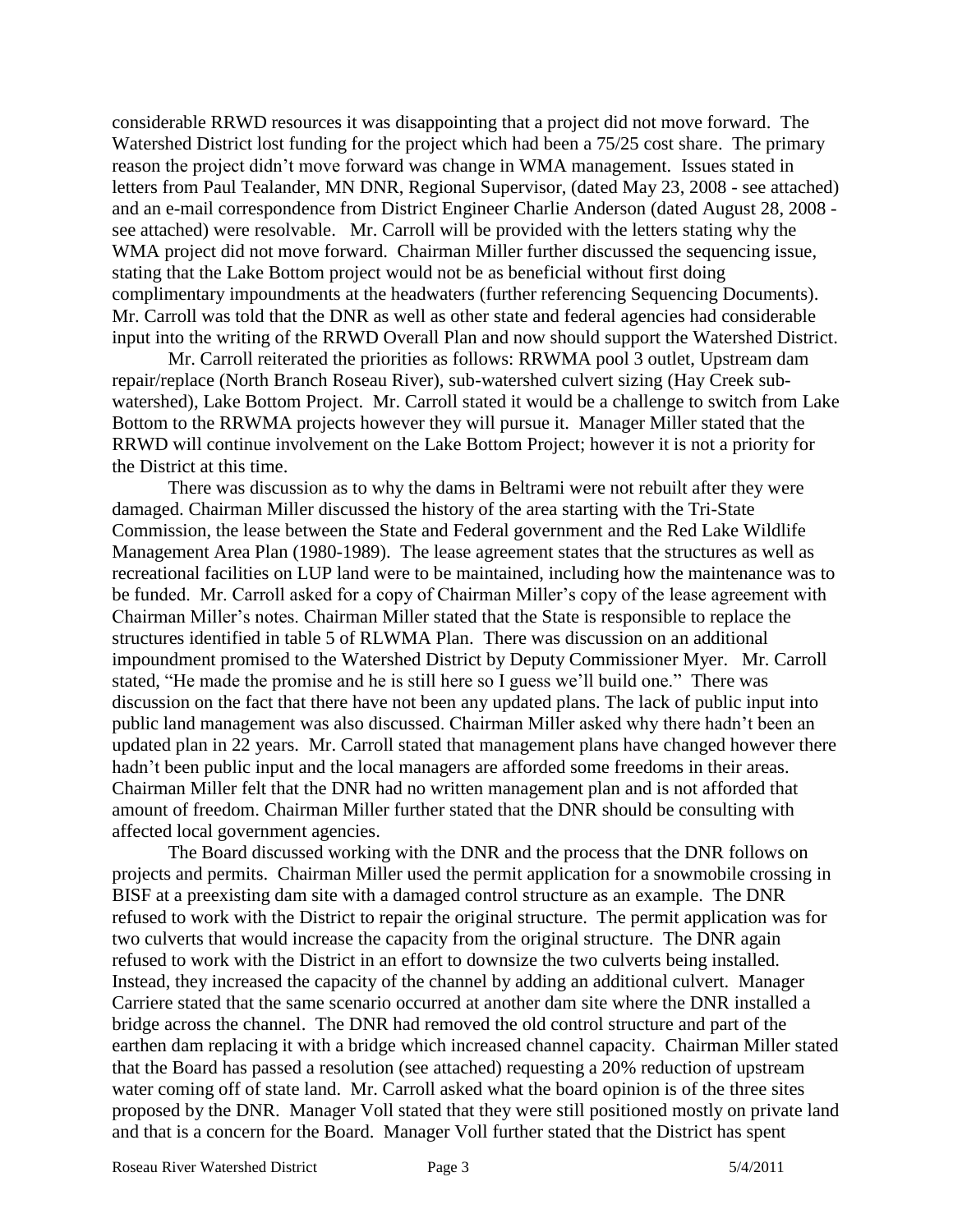considerable RRWD resources it was disappointing that a project did not move forward. The Watershed District lost funding for the project which had been a 75/25 cost share. The primary reason the project didn't move forward was change in WMA management. Issues stated in letters from Paul Tealander, MN DNR, Regional Supervisor, (dated May 23, 2008 - see attached) and an e-mail correspondence from District Engineer Charlie Anderson (dated August 28, 2008 - see attached) were resolvable. Mr. Carroll will be provided with the letters stating why the WMA project did not move forward. Chairman Miller further discussed the sequencing issue, stating that the Lake Bottom project would not be as beneficial without first doing complimentary impoundments at the headwaters (further referencing Sequencing Documents). Mr. Carroll was told that the DNR as well as other state and federal agencies had considerable input into the writing of the RRWD Overall Plan and now should support the Watershed District.

Mr. Carroll reiterated the priorities as follows: RRWMA pool 3 outlet, Upstream dam repair/replace (North Branch Roseau River), sub-watershed culvert sizing (Hay Creek sub-watershed), Lake Bottom Project. Mr. Carroll stated it would be a challenge to switch from Lake Bottom to the RRWMA projects however they will pursue it. Manager Miller stated that the RRWD will continue involvement on the Lake Bottom Project; however it is not a priority for the District at this time.

There was discussion as to why the dams in Beltrami were not rebuilt after they were damaged. Chairman Miller discussed the history of the area starting with the Tri-State Commission, the lease between the State and Federal government and the Red Lake Wildlife Management Area Plan (1980-1989). The lease agreement states that the structures as well as recreational facilities on LUP land were to be maintained, including how the maintenance was to be funded. Mr. Carroll asked for a copy of Chairman Miller's copy of the lease agreement with Chairman Miller's notes. Chairman Miller stated that the State is responsible to replace the structures identified in table 5 of RLWMA Plan. There was discussion on an additional impoundment promised to the Watershed District by Deputy Commissioner Myer. Mr. Carroll stated, "He made the promise and he is still here so I guess we'll build one." There was discussion on the fact that there have not been any updated plans. The lack of public input into public land management was also discussed. Chairman Miller asked why there hadn't been an updated plan in 22 years. Mr. Carroll stated that management plans have changed however there hadn't been public input and the local managers are afforded some freedoms in their areas. Chairman Miller felt that the DNR had no written management plan and is not afforded that amount of freedom. Chairman Miller further stated that the DNR should be consulting with affected local government agencies.

The Board discussed working with the DNR and the process that the DNR follows on projects and permits. Chairman Miller used the permit application for a snowmobile crossing in BISF at a preexisting dam site with a damaged control structure as an example. The DNR refused to work with the District to repair the original structure. The permit application was for two culverts that would increase the capacity from the original structure. The DNR again refused to work with the District in an effort to downsize the two culverts being installed. Instead, they increased the capacity of the channel by adding an additional culvert. Manager Carriere stated that the same scenario occurred at another dam site where the DNR installed a bridge across the channel. The DNR had removed the old control structure and part of the earthen dam replacing it with a bridge which increased channel capacity. Chairman Miller stated that the Board has passed a resolution (see attached) requesting a 20% reduction of upstream water coming off of state land. Mr. Carroll asked what the board opinion is of the three sites proposed by the DNR. Manager Voll stated that they were still positioned mostly on private land and that is a concern for the Board. Manager Voll further stated that the District has spent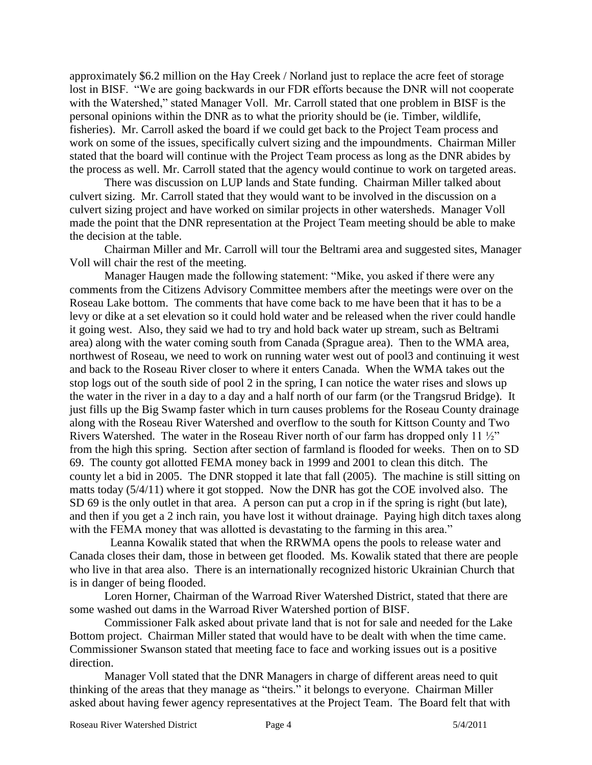approximately $6.2 million on the Hay Creek / Norland just to replace the acre feet of storage lost in BISF. "We are going backwards in our FDR efforts because the DNR will not cooperate with the Watershed," stated Manager Voll. Mr. Carroll stated that one problem in BISF is the personal opinions within the DNR as to what the priority should be (ie. Timber, wildlife, fisheries). Mr. Carroll asked the board if we could get back to the Project Team process and work on some of the issues, specifically culvert sizing and the impoundments. Chairman Miller stated that the board will continue with the Project Team process as long as the DNR abides by the process as well. Mr. Carroll stated that the agency would continue to work on targeted areas.

There was discussion on LUP lands and State funding. Chairman Miller talked about culvert sizing. Mr. Carroll stated that they would want to be involved in the discussion on a culvert sizing project and have worked on similar projects in other watersheds. Manager Voll made the point that the DNR representation at the Project Team meeting should be able to make the decision at the table.

Chairman Miller and Mr. Carroll will tour the Beltrami area and suggested sites, Manager Voll will chair the rest of the meeting.

Manager Haugen made the following statement: "Mike, you asked if there were any comments from the Citizens Advisory Committee members after the meetings were over on the Roseau Lake bottom. The comments that have come back to me have been that it has to be a levy or dike at a set elevation so it could hold water and be released when the river could handle it going west. Also, they said we had to try and hold back water up stream, such as Beltrami area) along with the water coming south from Canada (Sprague area). Then to the WMA area, northwest of Roseau, we need to work on running water west out of pool3 and continuing it west and back to the Roseau River closer to where it enters Canada. When the WMA takes out the stop logs out of the south side of pool 2 in the spring, I can notice the water rises and slows up the water in the river in a day to a day and a half north of our farm (or the Trangsrud Bridge). It just fills up the Big Swamp faster which in turn causes problems for the Roseau County drainage along with the Roseau River Watershed and overflow to the south for Kittson County and Two Rivers Watershed. The water in the Roseau River north of our farm has dropped only 11 ½" from the high this spring. Section after section of farmland is flooded for weeks. Then on to SD 69. The county got allotted FEMA money back in 1999 and 2001 to clean this ditch. The county let a bid in 2005. The DNR stopped it late that fall (2005). The machine is still sitting on matts today (5/4/11) where it got stopped. Now the DNR has got the COE involved also. The SD 69 is the only outlet in that area. A person can put a crop in if the spring is right (but late), and then if you get a 2 inch rain, you have lost it without drainage. Paying high ditch taxes along with the FEMA money that was allotted is devastating to the farming in this area."

Leanna Kowalik stated that when the RRWMA opens the pools to release water and Canada closes their dam, those in between get flooded. Ms. Kowalik stated that there are people who live in that area also. There is an internationally recognized historic Ukrainian Church that is in danger of being flooded.

Loren Horner, Chairman of the Warroad River Watershed District, stated that there are some washed out dams in the Warroad River Watershed portion of BISF.

Commissioner Falk asked about private land that is not for sale and needed for the Lake Bottom project. Chairman Miller stated that would have to be dealt with when the time came. Commissioner Swanson stated that meeting face to face and working issues out is a positive direction.

Manager Voll stated that the DNR Managers in charge of different areas need to quit thinking of the areas that they manage as "theirs." it belongs to everyone. Chairman Miller asked about having fewer agency representatives at the Project Team. The Board felt that with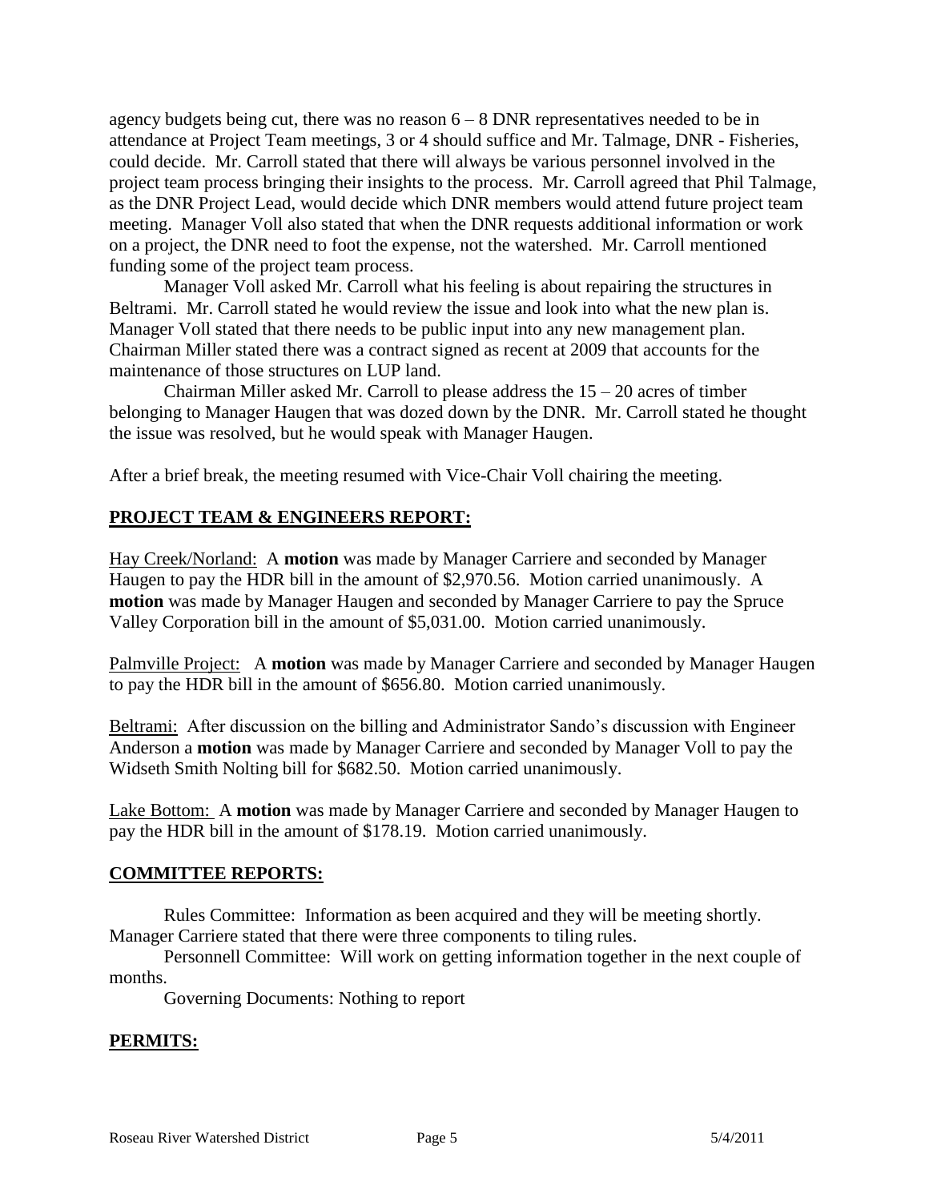agency budgets being cut, there was no reason 6 – 8 DNR representatives needed to be in attendance at Project Team meetings, 3 or 4 should suffice and Mr. Talmage, DNR - Fisheries, could decide. Mr. Carroll stated that there will always be various personnel involved in the project team process bringing their insights to the process. Mr. Carroll agreed that Phil Talmage, as the DNR Project Lead, would decide which DNR members would attend future project team meeting. Manager Voll also stated that when the DNR requests additional information or work on a project, the DNR need to foot the expense, not the watershed. Mr. Carroll mentioned funding some of the project team process.

Manager Voll asked Mr. Carroll what his feeling is about repairing the structures in Beltrami. Mr. Carroll stated he would review the issue and look into what the new plan is. Manager Voll stated that there needs to be public input into any new management plan. Chairman Miller stated there was a contract signed as recent at 2009 that accounts for the maintenance of those structures on LUP land.

Chairman Miller asked Mr. Carroll to please address the 15 – 20 acres of timber belonging to Manager Haugen that was dozed down by the DNR. Mr. Carroll stated he thought the issue was resolved, but he would speak with Manager Haugen.

After a brief break, the meeting resumed with Vice-Chair Voll chairing the meeting.

## PROJECT TEAM & ENGINEERS REPORT:

Hay Creek/Norland: A **motion** was made by Manager Carriere and seconded by Manager Haugen to pay the HDR bill in the amount of $2,970.56. Motion carried unanimously. A **motion** was made by Manager Haugen and seconded by Manager Carriere to pay the Spruce Valley Corporation bill in the amount of $5,031.00. Motion carried unanimously.

Palmville Project: A **motion** was made by Manager Carriere and seconded by Manager Haugen to pay the HDR bill in the amount of $656.80. Motion carried unanimously.

Beltrami: After discussion on the billing and Administrator Sando's discussion with Engineer Anderson a **motion** was made by Manager Carriere and seconded by Manager Voll to pay the Widseth Smith Nolting bill for $682.50. Motion carried unanimously.

Lake Bottom: A **motion** was made by Manager Carriere and seconded by Manager Haugen to pay the HDR bill in the amount of $178.19. Motion carried unanimously.

## COMMITTEE REPORTS:

Rules Committee: Information as been acquired and they will be meeting shortly. Manager Carriere stated that there were three components to tiling rules.

Personnell Committee: Will work on getting information together in the next couple of months.

Governing Documents: Nothing to report

## PERMITS: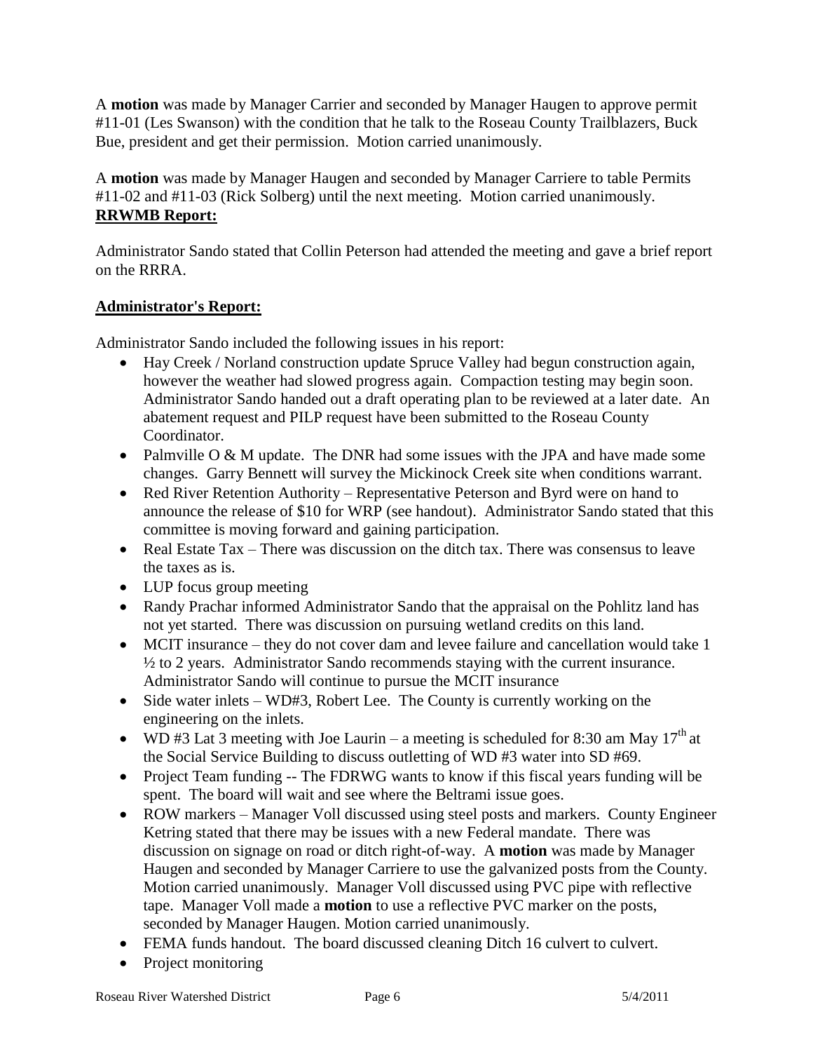A **motion** was made by Manager Carrier and seconded by Manager Haugen to approve permit #11-01 (Les Swanson) with the condition that he talk to the Roseau County Trailblazers, Buck Bue, president and get their permission. Motion carried unanimously.

A **motion** was made by Manager Haugen and seconded by Manager Carriere to table Permits #11-02 and #11-03 (Rick Solberg) until the next meeting. Motion carried unanimously.

**RRWMB Report:**

Administrator Sando stated that Collin Peterson had attended the meeting and gave a brief report on the RRRA.

**Administrator's Report:**

Administrator Sando included the following issues in his report:

- Hay Creek / Norland construction update Spruce Valley had begun construction again, however the weather had slowed progress again. Compaction testing may begin soon. Administrator Sando handed out a draft operating plan to be reviewed at a later date. An abatement request and PILP request have been submitted to the Roseau County Coordinator.
- Palmville O & M update. The DNR had some issues with the JPA and have made some changes. Garry Bennett will survey the Mickinock Creek site when conditions warrant.
- Red River Retention Authority – Representative Peterson and Byrd were on hand to announce the release of $10 for WRP (see handout). Administrator Sando stated that this committee is moving forward and gaining participation.
- Real Estate Tax – There was discussion on the ditch tax. There was consensus to leave the taxes as is.
- LUP focus group meeting
- Randy Prachar informed Administrator Sando that the appraisal on the Pohlitz land has not yet started. There was discussion on pursuing wetland credits on this land.
- MCIT insurance – they do not cover dam and levee failure and cancellation would take 1 ½ to 2 years. Administrator Sando recommends staying with the current insurance. Administrator Sando will continue to pursue the MCIT insurance
- Side water inlets – WD#3, Robert Lee. The County is currently working on the engineering on the inlets.
- WD #3 Lat 3 meeting with Joe Laurin – a meeting is scheduled for 8:30 am May 17th at the Social Service Building to discuss outletting of WD #3 water into SD #69.
- Project Team funding -- The FDRWG wants to know if this fiscal years funding will be spent. The board will wait and see where the Beltrami issue goes.
- ROW markers – Manager Voll discussed using steel posts and markers. County Engineer Ketring stated that there may be issues with a new Federal mandate. There was discussion on signage on road or ditch right-of-way. A **motion** was made by Manager Haugen and seconded by Manager Carriere to use the galvanized posts from the County. Motion carried unanimously. Manager Voll discussed using PVC pipe with reflective tape. Manager Voll made a **motion** to use a reflective PVC marker on the posts, seconded by Manager Haugen. Motion carried unanimously.
- FEMA funds handout. The board discussed cleaning Ditch 16 culvert to culvert.
- Project monitoring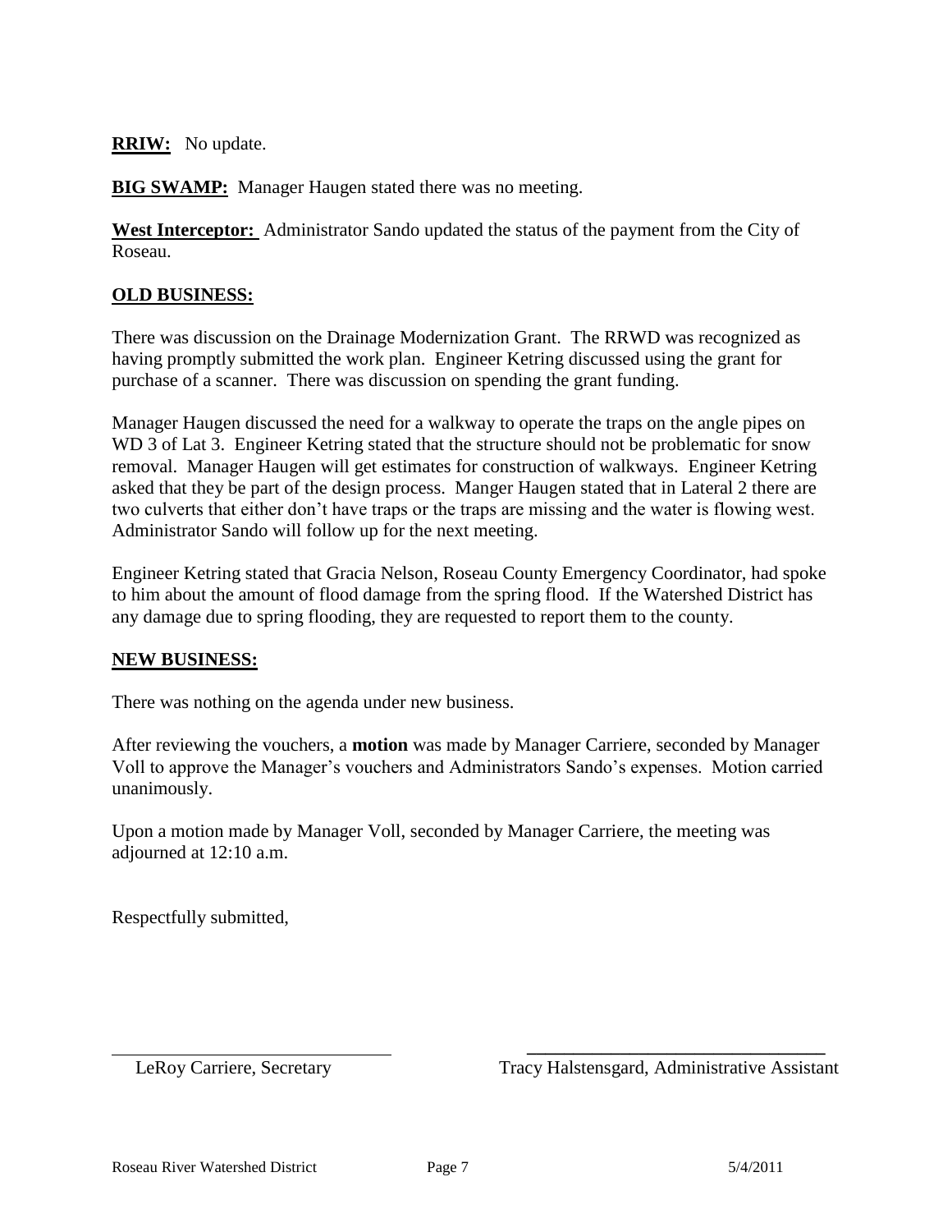**RRIW:** No update.

**BIG SWAMP:** Manager Haugen stated there was no meeting.

**West Interceptor:** Administrator Sando updated the status of the payment from the City of Roseau.

**OLD BUSINESS:**

There was discussion on the Drainage Modernization Grant. The RRWD was recognized as having promptly submitted the work plan. Engineer Ketring discussed using the grant for purchase of a scanner. There was discussion on spending the grant funding.

Manager Haugen discussed the need for a walkway to operate the traps on the angle pipes on WD 3 of Lat 3. Engineer Ketring stated that the structure should not be problematic for snow removal. Manager Haugen will get estimates for construction of walkways. Engineer Ketring asked that they be part of the design process. Manger Haugen stated that in Lateral 2 there are two culverts that either don't have traps or the traps are missing and the water is flowing west. Administrator Sando will follow up for the next meeting.

Engineer Ketring stated that Gracia Nelson, Roseau County Emergency Coordinator, had spoke to him about the amount of flood damage from the spring flood. If the Watershed District has any damage due to spring flooding, they are requested to report them to the county.

**NEW BUSINESS:**

There was nothing on the agenda under new business.

After reviewing the vouchers, a **motion** was made by Manager Carriere, seconded by Manager Voll to approve the Manager's vouchers and Administrators Sando's expenses. Motion carried unanimously.

Upon a motion made by Manager Voll, seconded by Manager Carriere, the meeting was adjourned at 12:10 a.m.

Respectfully submitted,

\_\_\_\_\_\_\_\_\_\_\_\_\_\_\_\_\_\_\_\_\_\_\_\_\_\_\_\_\_\_
LeRoy Carriere, Secretary

\_\_\_\_\_\_\_\_\_\_\_\_\_\_\_\_\_\_\_\_\_\_\_\_\_\_\_\_\_\_
Tracy Halstensgard, Administrative Assistant